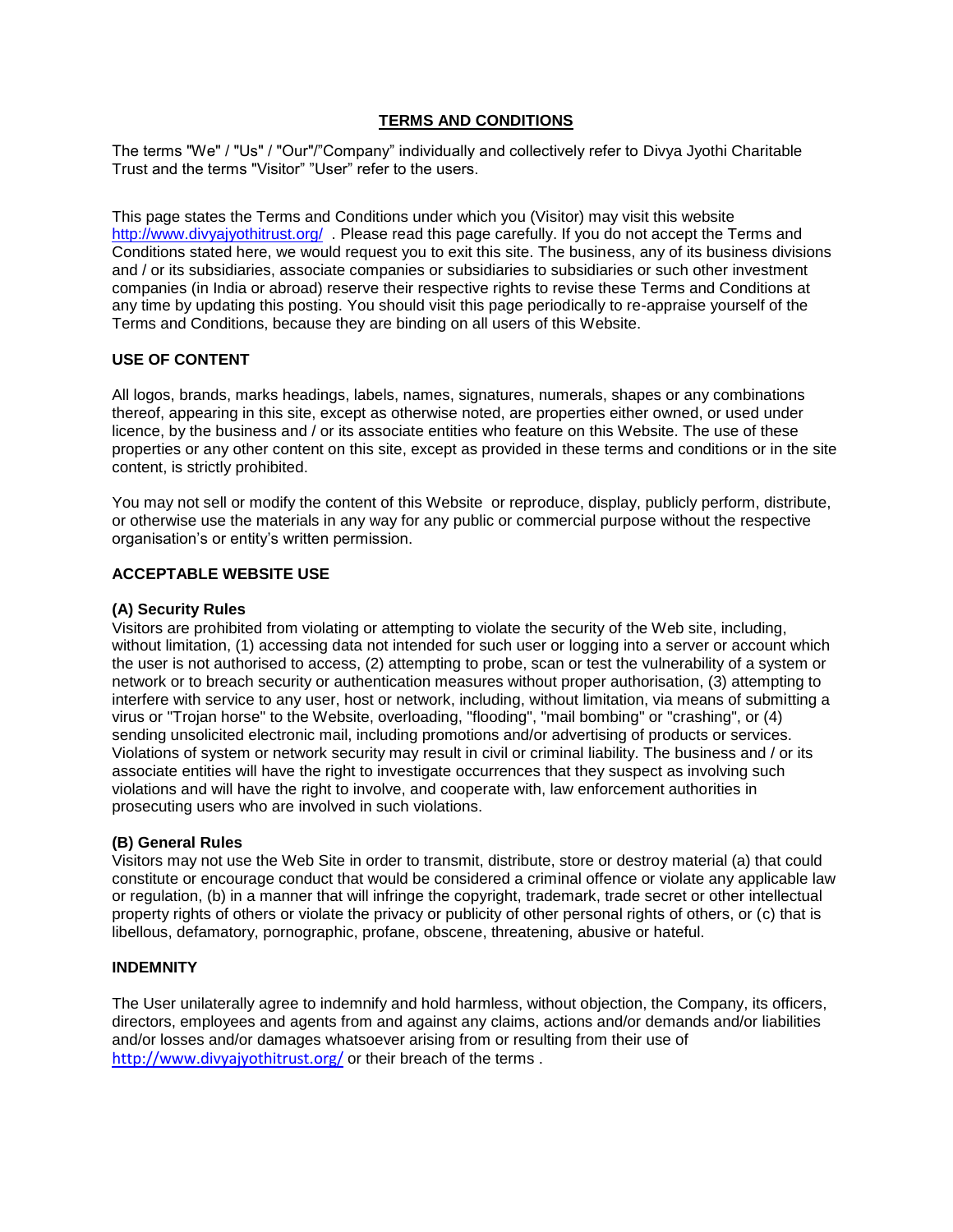# TERMS AND CONDITIONS

The terms "We" / "Us" / "Our"/"Company" individually and collectively refer to Divya Jyothi Charitable Trust and the terms "Visitor" "User" refer to the users.

This page states the Terms and Conditions under which you (Visitor) may visit this website http://www.divyajyothitrust.org/ . Please read this page carefully. If you do not accept the Terms and Conditions stated here, we would request you to exit this site. The business, any of its business divisions and / or its subsidiaries, associate companies or subsidiaries to subsidiaries or such other investment companies (in India or abroad) reserve their respective rights to revise these Terms and Conditions at any time by updating this posting. You should visit this page periodically to re-appraise yourself of the Terms and Conditions, because they are binding on all users of this Website.

## USE OF CONTENT

All logos, brands, marks headings, labels, names, signatures, numerals, shapes or any combinations thereof, appearing in this site, except as otherwise noted, are properties either owned, or used under licence, by the business and / or its associate entities who feature on this Website. The use of these properties or any other content on this site, except as provided in these terms and conditions or in the site content, is strictly prohibited.

You may not sell or modify the content of this Website or reproduce, display, publicly perform, distribute, or otherwise use the materials in any way for any public or commercial purpose without the respective organisation's or entity's written permission.

## ACCEPTABLE WEBSITE USE

### (A) Security Rules

Visitors are prohibited from violating or attempting to violate the security of the Web site, including, without limitation, (1) accessing data not intended for such user or logging into a server or account which the user is not authorised to access, (2) attempting to probe, scan or test the vulnerability of a system or network or to breach security or authentication measures without proper authorisation, (3) attempting to interfere with service to any user, host or network, including, without limitation, via means of submitting a virus or "Trojan horse" to the Website, overloading, "flooding", "mail bombing" or "crashing", or (4) sending unsolicited electronic mail, including promotions and/or advertising of products or services. Violations of system or network security may result in civil or criminal liability. The business and / or its associate entities will have the right to investigate occurrences that they suspect as involving such violations and will have the right to involve, and cooperate with, law enforcement authorities in prosecuting users who are involved in such violations.

### (B) General Rules

Visitors may not use the Web Site in order to transmit, distribute, store or destroy material (a) that could constitute or encourage conduct that would be considered a criminal offence or violate any applicable law or regulation, (b) in a manner that will infringe the copyright, trademark, trade secret or other intellectual property rights of others or violate the privacy or publicity of other personal rights of others, or (c) that is libellous, defamatory, pornographic, profane, obscene, threatening, abusive or hateful.

## INDEMNITY

The User unilaterally agree to indemnify and hold harmless, without objection, the Company, its officers, directors, employees and agents from and against any claims, actions and/or demands and/or liabilities and/or losses and/or damages whatsoever arising from or resulting from their use of http://www.divyajyothitrust.org/ or their breach of the terms .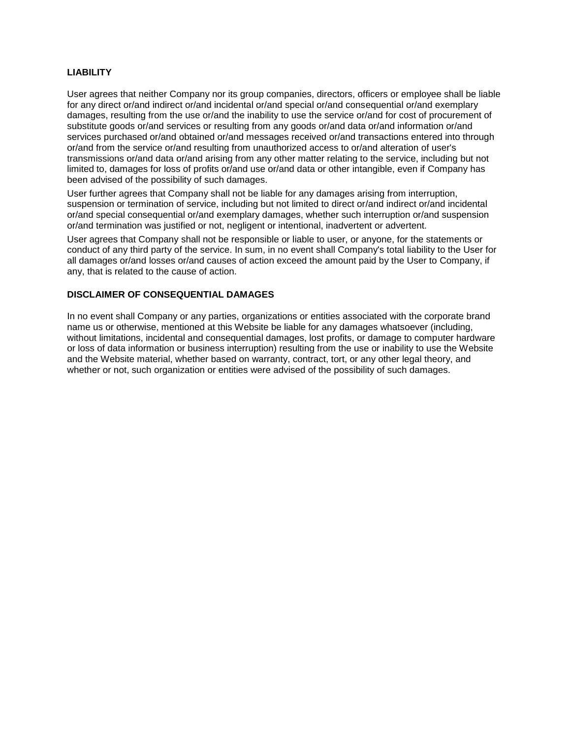**LIABILITY**

User agrees that neither Company nor its group companies, directors, officers or employee shall be liable for any direct or/and indirect or/and incidental or/and special or/and consequential or/and exemplary damages, resulting from the use or/and the inability to use the service or/and for cost of procurement of substitute goods or/and services or resulting from any goods or/and data or/and information or/and services purchased or/and obtained or/and messages received or/and transactions entered into through or/and from the service or/and resulting from unauthorized access to or/and alteration of user's transmissions or/and data or/and arising from any other matter relating to the service, including but not limited to, damages for loss of profits or/and use or/and data or other intangible, even if Company has been advised of the possibility of such damages.

User further agrees that Company shall not be liable for any damages arising from interruption, suspension or termination of service, including but not limited to direct or/and indirect or/and incidental or/and special consequential or/and exemplary damages, whether such interruption or/and suspension or/and termination was justified or not, negligent or intentional, inadvertent or advertent.

User agrees that Company shall not be responsible or liable to user, or anyone, for the statements or conduct of any third party of the service. In sum, in no event shall Company's total liability to the User for all damages or/and losses or/and causes of action exceed the amount paid by the User to Company, if any, that is related to the cause of action.

**DISCLAIMER OF CONSEQUENTIAL DAMAGES**

In no event shall Company or any parties, organizations or entities associated with the corporate brand name us or otherwise, mentioned at this Website be liable for any damages whatsoever (including, without limitations, incidental and consequential damages, lost profits, or damage to computer hardware or loss of data information or business interruption) resulting from the use or inability to use the Website and the Website material, whether based on warranty, contract, tort, or any other legal theory, and whether or not, such organization or entities were advised of the possibility of such damages.